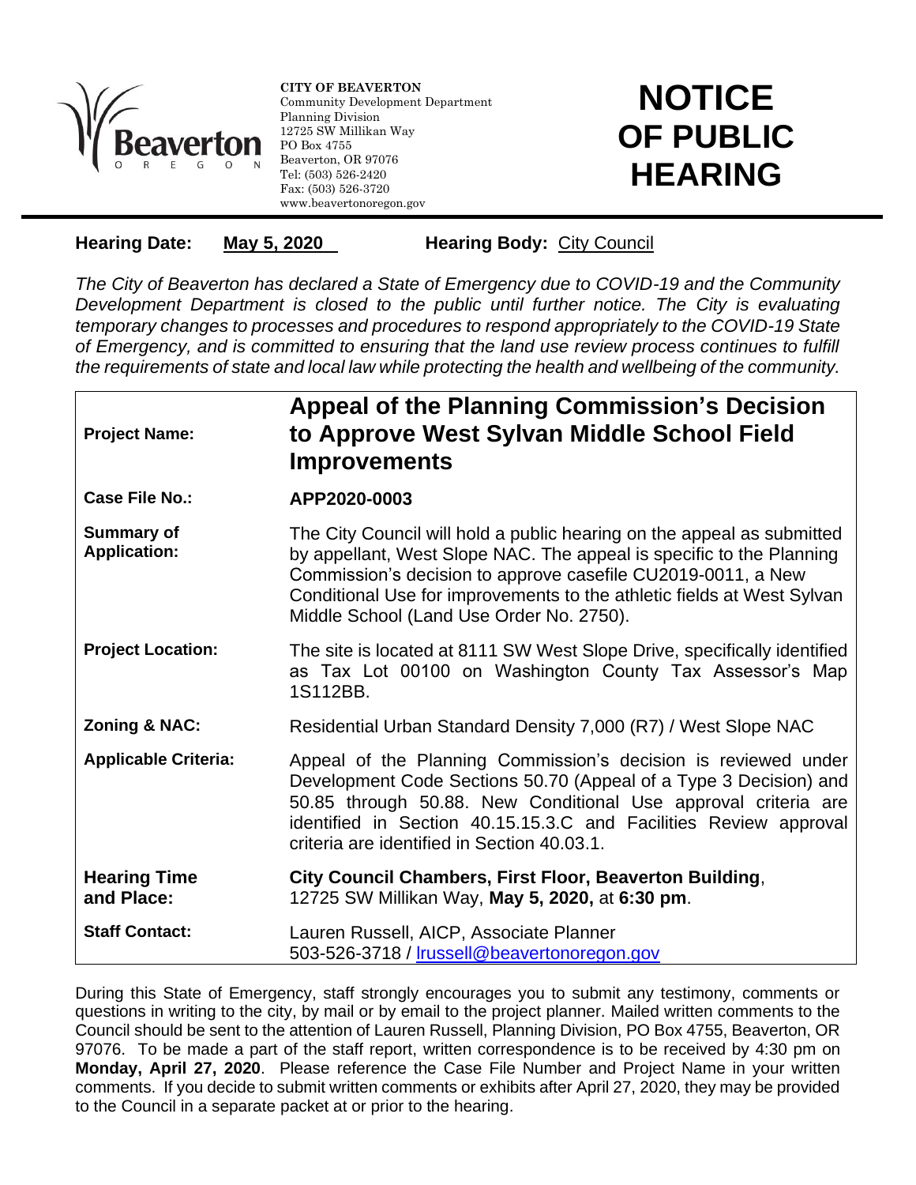Beaverton
OREGON

**CITY OF BEAVERTON**
Community Development Department
Planning Division
12725 SW Millikan Way
PO Box 4755
Beaverton, OR 97076
Tel: (503) 526-2420
Fax: (503) 526-3720
www.beavertonoregon.gov

# NOTICE OF PUBLIC HEARING

**Hearing Date:** **May 5, 2020** **Hearing Body:** City Council

*The City of Beaverton has declared a State of Emergency due to COVID-19 and the Community Development Department is closed to the public until further notice. The City is evaluating temporary changes to processes and procedures to respond appropriately to the COVID-19 State of Emergency, and is committed to ensuring that the land use review process continues to fulfill the requirements of state and local law while protecting the health and wellbeing of the community.*

| | |
|---|---|
| **Project Name:** | **Appeal of the Planning Commission's Decision to Approve West Sylvan Middle School Field Improvements** |
| **Case File No.:** | **APP2020-0003** |
| **Summary of Application:** | The City Council will hold a public hearing on the appeal as submitted by appellant, West Slope NAC. The appeal is specific to the Planning Commission's decision to approve casefile CU2019-0011, a New Conditional Use for improvements to the athletic fields at West Sylvan Middle School (Land Use Order No. 2750). |
| **Project Location:** | The site is located at 8111 SW West Slope Drive, specifically identified as Tax Lot 00100 on Washington County Tax Assessor's Map 1S112BB. |
| **Zoning & NAC:** | Residential Urban Standard Density 7,000 (R7) / West Slope NAC |
| **Applicable Criteria:** | Appeal of the Planning Commission's decision is reviewed under Development Code Sections 50.70 (Appeal of a Type 3 Decision) and 50.85 through 50.88. New Conditional Use approval criteria are identified in Section 40.15.15.3.C and Facilities Review approval criteria are identified in Section 40.03.1. |
| **Hearing Time and Place:** | **City Council Chambers, First Floor, Beaverton Building**, 12725 SW Millikan Way, **May 5, 2020,** at **6:30 pm**. |
| **Staff Contact:** | Lauren Russell, AICP, Associate Planner<br>503-526-3718 / lrussell@beavertonoregon.gov |

During this State of Emergency, staff strongly encourages you to submit any testimony, comments or questions in writing to the city, by mail or by email to the project planner. Mailed written comments to the Council should be sent to the attention of Lauren Russell, Planning Division, PO Box 4755, Beaverton, OR 97076. To be made a part of the staff report, written correspondence is to be received by 4:30 pm on **Monday, April 27, 2020**. Please reference the Case File Number and Project Name in your written comments. If you decide to submit written comments or exhibits after April 27, 2020, they may be provided to the Council in a separate packet at or prior to the hearing.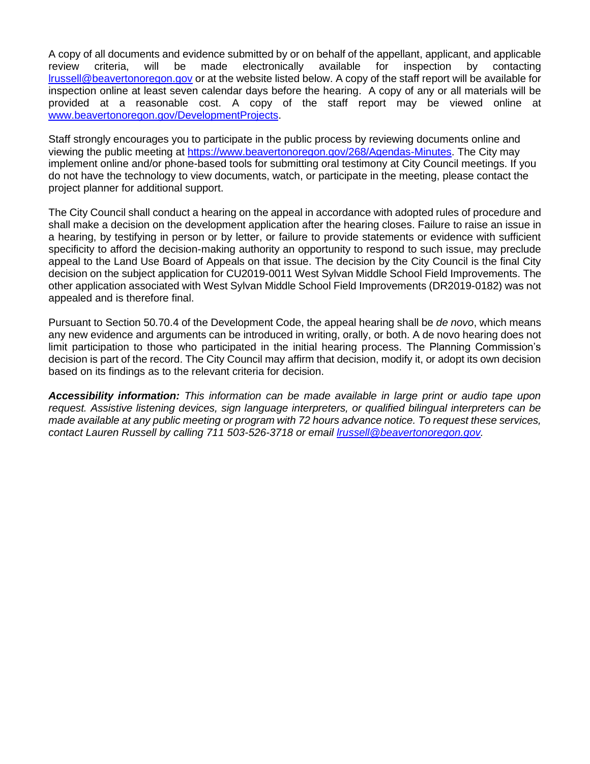A copy of all documents and evidence submitted by or on behalf of the appellant, applicant, and applicable review criteria, will be made electronically available for inspection by contacting [lrussell@beavertonoregon.gov](mailto:lrussell@beavertonoregon.gov) or at the website listed below. A copy of the staff report will be available for inspection online at least seven calendar days before the hearing. A copy of any or all materials will be provided at a reasonable cost. A copy of the staff report may be viewed online at [www.beavertonoregon.gov/DevelopmentProjects](http://www.beavertonoregon.gov/DevelopmentProjects).

Staff strongly encourages you to participate in the public process by reviewing documents online and viewing the public meeting at [https://www.beavertonoregon.gov/268/Agendas-Minutes](https://www.beavertonoregon.gov/268/Agendas-Minutes). The City may implement online and/or phone-based tools for submitting oral testimony at City Council meetings. If you do not have the technology to view documents, watch, or participate in the meeting, please contact the project planner for additional support.

The City Council shall conduct a hearing on the appeal in accordance with adopted rules of procedure and shall make a decision on the development application after the hearing closes. Failure to raise an issue in a hearing, by testifying in person or by letter, or failure to provide statements or evidence with sufficient specificity to afford the decision-making authority an opportunity to respond to such issue, may preclude appeal to the Land Use Board of Appeals on that issue. The decision by the City Council is the final City decision on the subject application for CU2019-0011 West Sylvan Middle School Field Improvements. The other application associated with West Sylvan Middle School Field Improvements (DR2019-0182) was not appealed and is therefore final.

Pursuant to Section 50.70.4 of the Development Code, the appeal hearing shall be *de novo*, which means any new evidence and arguments can be introduced in writing, orally, or both. A de novo hearing does not limit participation to those who participated in the initial hearing process. The Planning Commission's decision is part of the record. The City Council may affirm that decision, modify it, or adopt its own decision based on its findings as to the relevant criteria for decision.

***Accessibility information:*** *This information can be made available in large print or audio tape upon request. Assistive listening devices, sign language interpreters, or qualified bilingual interpreters can be made available at any public meeting or program with 72 hours advance notice. To request these services, contact Lauren Russell by calling 711 503-526-3718 or email [lrussell@beavertonoregon.gov](mailto:lrussell@beavertonoregon.gov).*